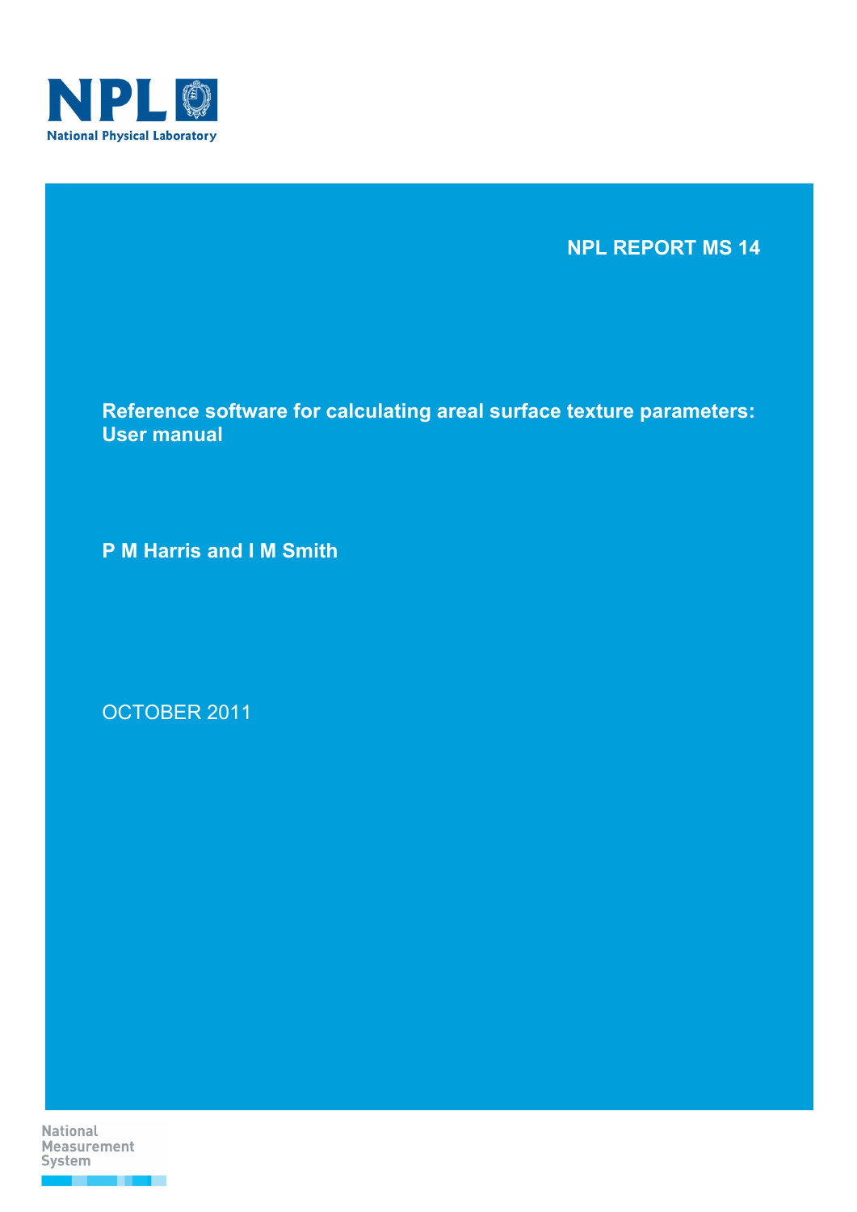NPL

National Physical Laboratory

**NPL REPORT MS 14**

# Reference software for calculating areal surface texture parameters: User manual

**P M Harris and I M Smith**

OCTOBER 2011

National Measurement System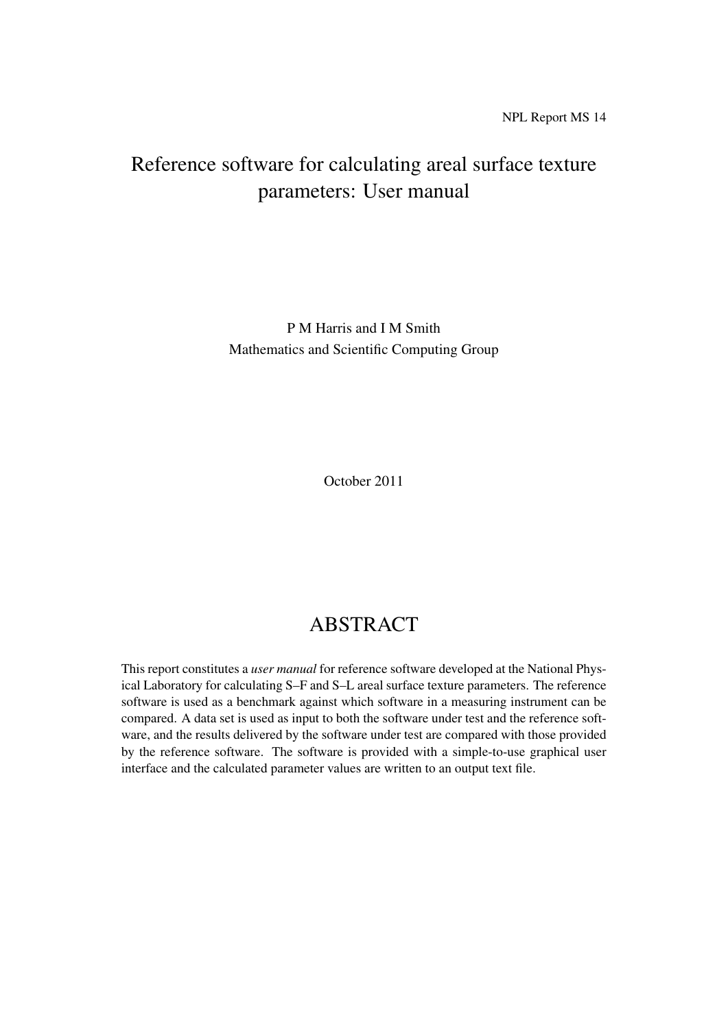NPL Report MS 14

# Reference software for calculating areal surface texture parameters: User manual

P M Harris and I M Smith
Mathematics and Scientific Computing Group

October 2011

## ABSTRACT

This report constitutes a *user manual* for reference software developed at the National Physical Laboratory for calculating S–F and S–L areal surface texture parameters. The reference software is used as a benchmark against which software in a measuring instrument can be compared. A data set is used as input to both the software under test and the reference software, and the results delivered by the software under test are compared with those provided by the reference software. The software is provided with a simple-to-use graphical user interface and the calculated parameter values are written to an output text file.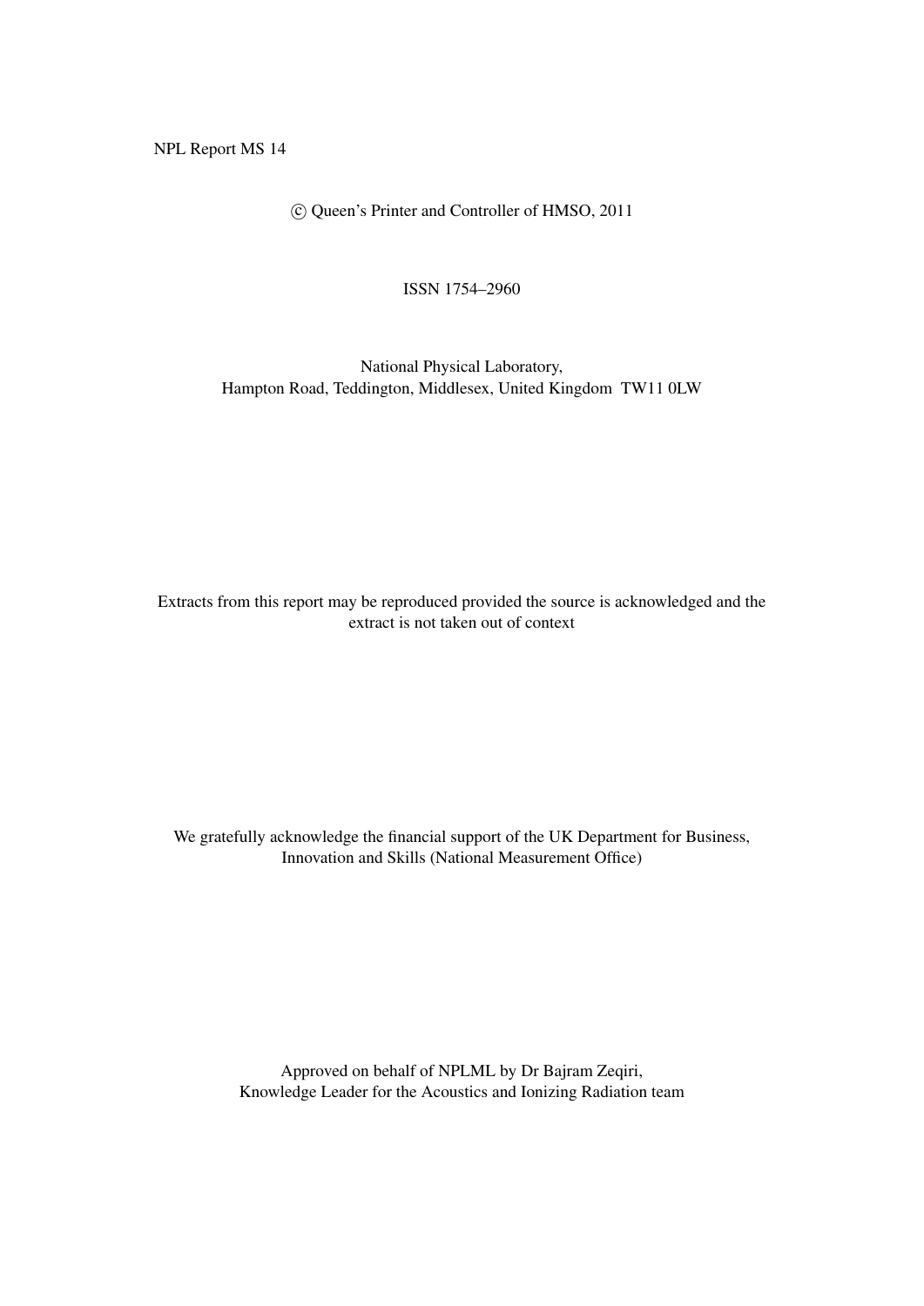NPL Report MS 14

© Queen's Printer and Controller of HMSO, 2011

ISSN 1754–2960

National Physical Laboratory,
Hampton Road, Teddington, Middlesex, United Kingdom TW11 0LW

Extracts from this report may be reproduced provided the source is acknowledged and the extract is not taken out of context

We gratefully acknowledge the financial support of the UK Department for Business, Innovation and Skills (National Measurement Office)

Approved on behalf of NPLML by Dr Bajram Zeqiri,
Knowledge Leader for the Acoustics and Ionizing Radiation team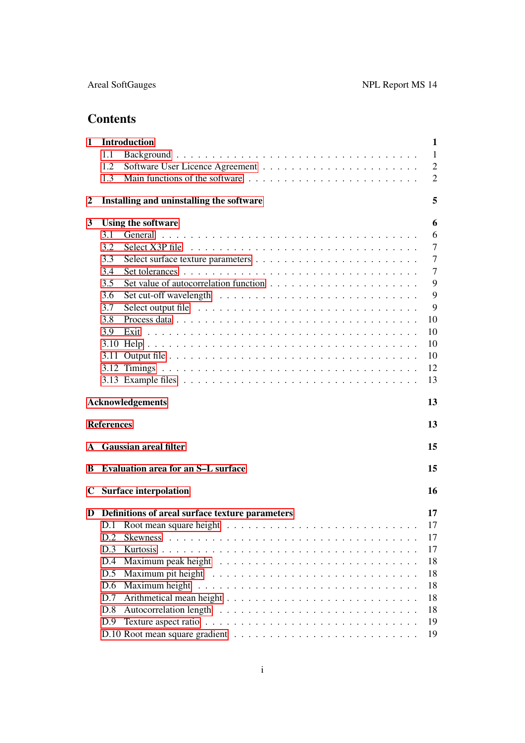# Contents

**1 Introduction** — **1**
- 1.1 Background — 1
- 1.2 Software User Licence Agreement — 2
- 1.3 Main functions of the software — 2

**2 Installing and uninstalling the software** — **5**

**3 Using the software** — **6**
- 3.1 General — 6
- 3.2 Select X3P file — 7
- 3.3 Select surface texture parameters — 7
- 3.4 Set tolerances — 7
- 3.5 Set value of autocorrelation function — 9
- 3.6 Set cut-off wavelength — 9
- 3.7 Select output file — 9
- 3.8 Process data — 10
- 3.9 Exit — 10
- 3.10 Help — 10
- 3.11 Output file — 10
- 3.12 Timings — 12
- 3.13 Example files — 13

**Acknowledgements** — **13**

**References** — **13**

**A Gaussian areal filter** — **15**

**B Evaluation area for an S–L surface** — **15**

**C Surface interpolation** — **16**

**D Definitions of areal surface texture parameters** — **17**
- D.1 Root mean square height — 17
- D.2 Skewness — 17
- D.3 Kurtosis — 17
- D.4 Maximum peak height — 18
- D.5 Maximum pit height — 18
- D.6 Maximum height — 18
- D.7 Arithmetical mean height — 18
- D.8 Autocorrelation length — 18
- D.9 Texture aspect ratio — 19
- D.10 Root mean square gradient — 19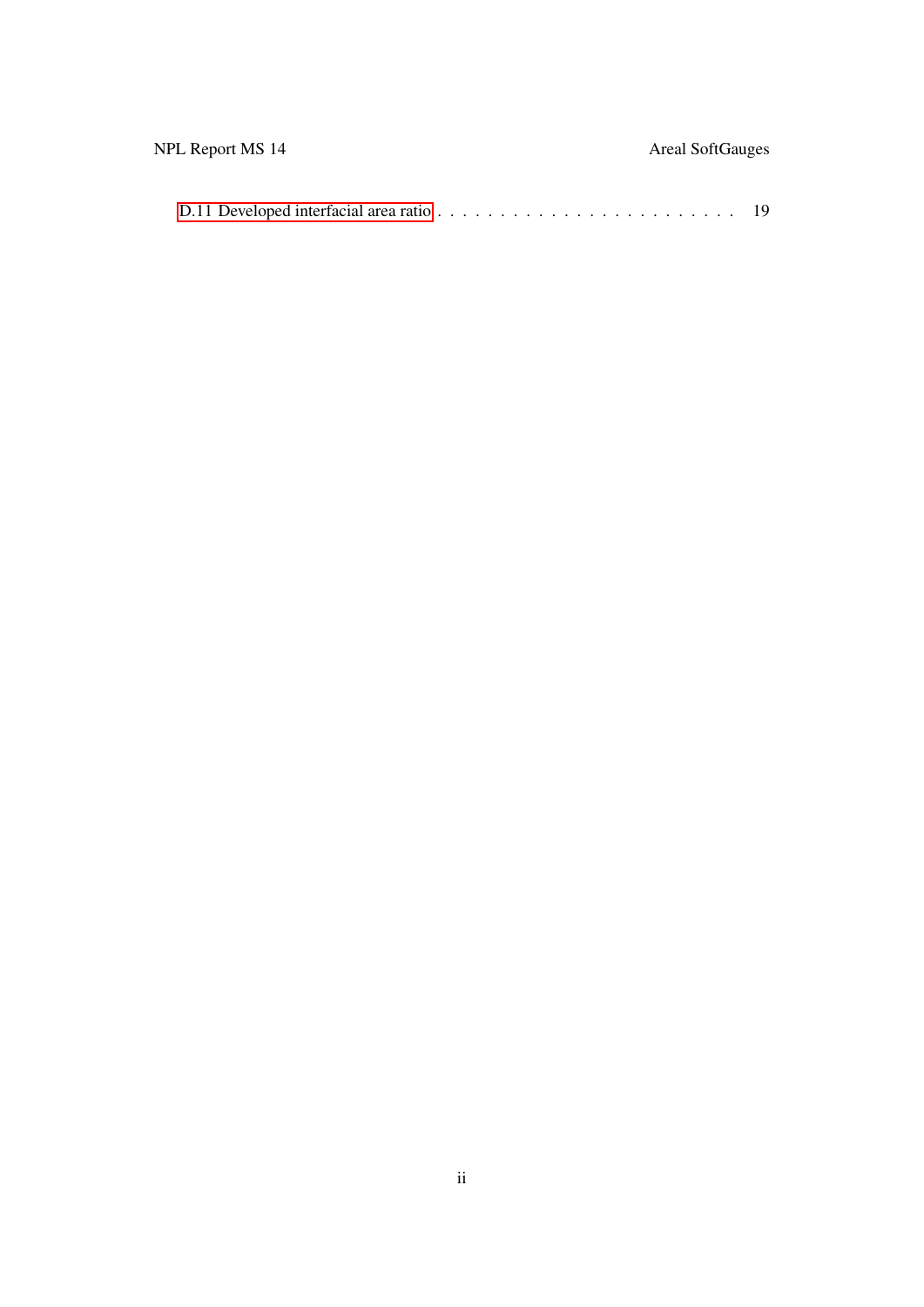D.11 Developed interfacial area ratio . . . . . . . . . . . . . . . . . . . . . . . . . 19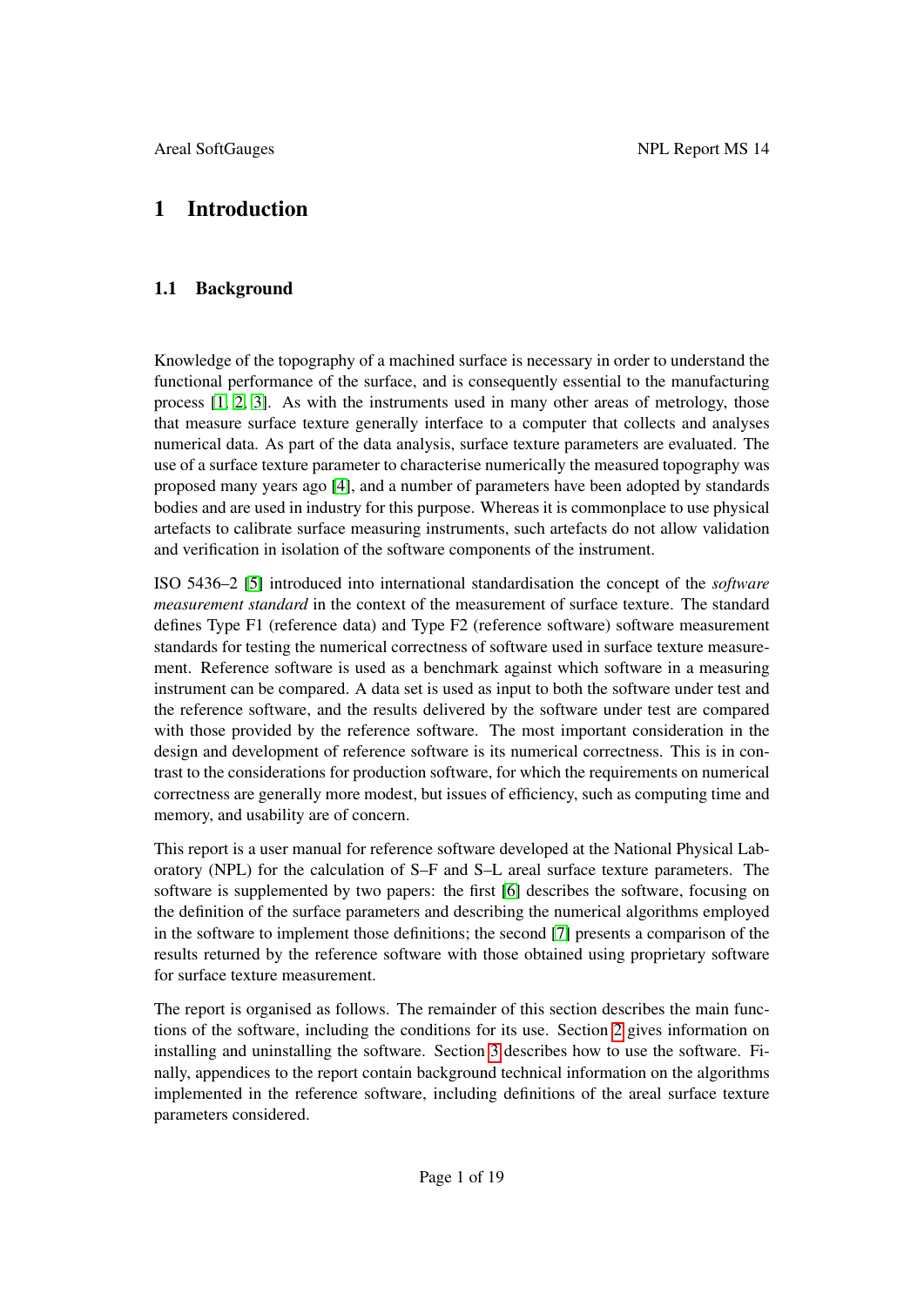# 1 Introduction

## 1.1 Background

Knowledge of the topography of a machined surface is necessary in order to understand the functional performance of the surface, and is consequently essential to the manufacturing process [1, 2, 3]. As with the instruments used in many other areas of metrology, those that measure surface texture generally interface to a computer that collects and analyses numerical data. As part of the data analysis, surface texture parameters are evaluated. The use of a surface texture parameter to characterise numerically the measured topography was proposed many years ago [4], and a number of parameters have been adopted by standards bodies and are used in industry for this purpose. Whereas it is commonplace to use physical artefacts to calibrate surface measuring instruments, such artefacts do not allow validation and verification in isolation of the software components of the instrument.

ISO 5436–2 [5] introduced into international standardisation the concept of the *software measurement standard* in the context of the measurement of surface texture. The standard defines Type F1 (reference data) and Type F2 (reference software) software measurement standards for testing the numerical correctness of software used in surface texture measurement. Reference software is used as a benchmark against which software in a measuring instrument can be compared. A data set is used as input to both the software under test and the reference software, and the results delivered by the software under test are compared with those provided by the reference software. The most important consideration in the design and development of reference software is its numerical correctness. This is in contrast to the considerations for production software, for which the requirements on numerical correctness are generally more modest, but issues of efficiency, such as computing time and memory, and usability are of concern.

This report is a user manual for reference software developed at the National Physical Laboratory (NPL) for the calculation of S–F and S–L areal surface texture parameters. The software is supplemented by two papers: the first [6] describes the software, focusing on the definition of the surface parameters and describing the numerical algorithms employed in the software to implement those definitions; the second [7] presents a comparison of the results returned by the reference software with those obtained using proprietary software for surface texture measurement.

The report is organised as follows. The remainder of this section describes the main functions of the software, including the conditions for its use. Section 2 gives information on installing and uninstalling the software. Section 3 describes how to use the software. Finally, appendices to the report contain background technical information on the algorithms implemented in the reference software, including definitions of the areal surface texture parameters considered.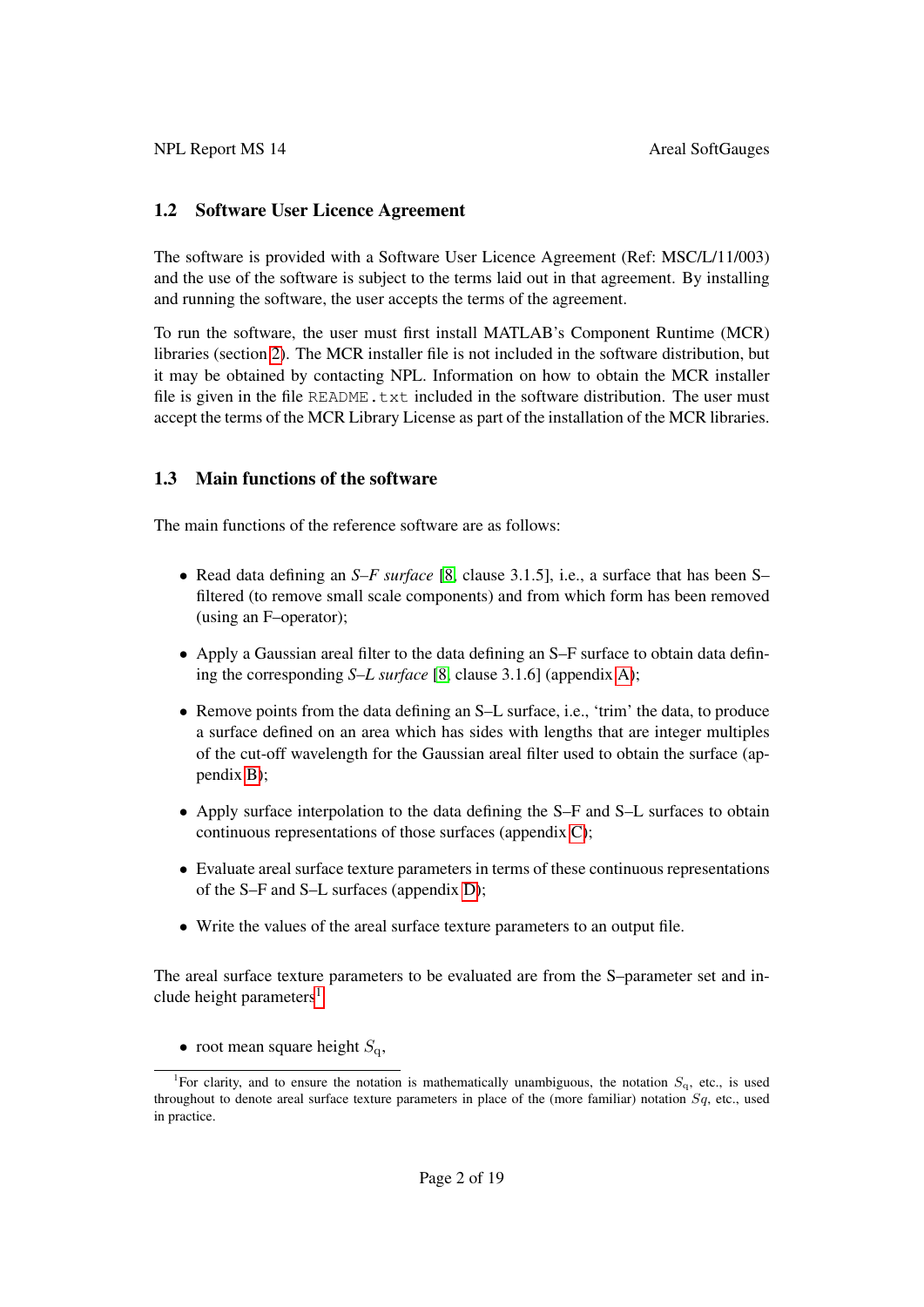### 1.2 Software User Licence Agreement

The software is provided with a Software User Licence Agreement (Ref: MSC/L/11/003) and the use of the software is subject to the terms laid out in that agreement. By installing and running the software, the user accepts the terms of the agreement.

To run the software, the user must first install MATLAB's Component Runtime (MCR) libraries (section 2). The MCR installer file is not included in the software distribution, but it may be obtained by contacting NPL. Information on how to obtain the MCR installer file is given in the file `README.txt` included in the software distribution. The user must accept the terms of the MCR Library License as part of the installation of the MCR libraries.

### 1.3 Main functions of the software

The main functions of the reference software are as follows:

- Read data defining an *S–F surface* [8, clause 3.1.5], i.e., a surface that has been S–filtered (to remove small scale components) and from which form has been removed (using an F–operator);
- Apply a Gaussian areal filter to the data defining an S–F surface to obtain data defining the corresponding *S–L surface* [8, clause 3.1.6] (appendix A);
- Remove points from the data defining an S–L surface, i.e., 'trim' the data, to produce a surface defined on an area which has sides with lengths that are integer multiples of the cut-off wavelength for the Gaussian areal filter used to obtain the surface (appendix B);
- Apply surface interpolation to the data defining the S–F and S–L surfaces to obtain continuous representations of those surfaces (appendix C);
- Evaluate areal surface texture parameters in terms of these continuous representations of the S–F and S–L surfaces (appendix D);
- Write the values of the areal surface texture parameters to an output file.

The areal surface texture parameters to be evaluated are from the S–parameter set and include height parameters[1]

- root mean square height $S_{\mathrm{q}}$,

[1]For clarity, and to ensure the notation is mathematically unambiguous, the notation $S_{\mathrm{q}}$, etc., is used throughout to denote areal surface texture parameters in place of the (more familiar) notation $Sq$, etc., used in practice.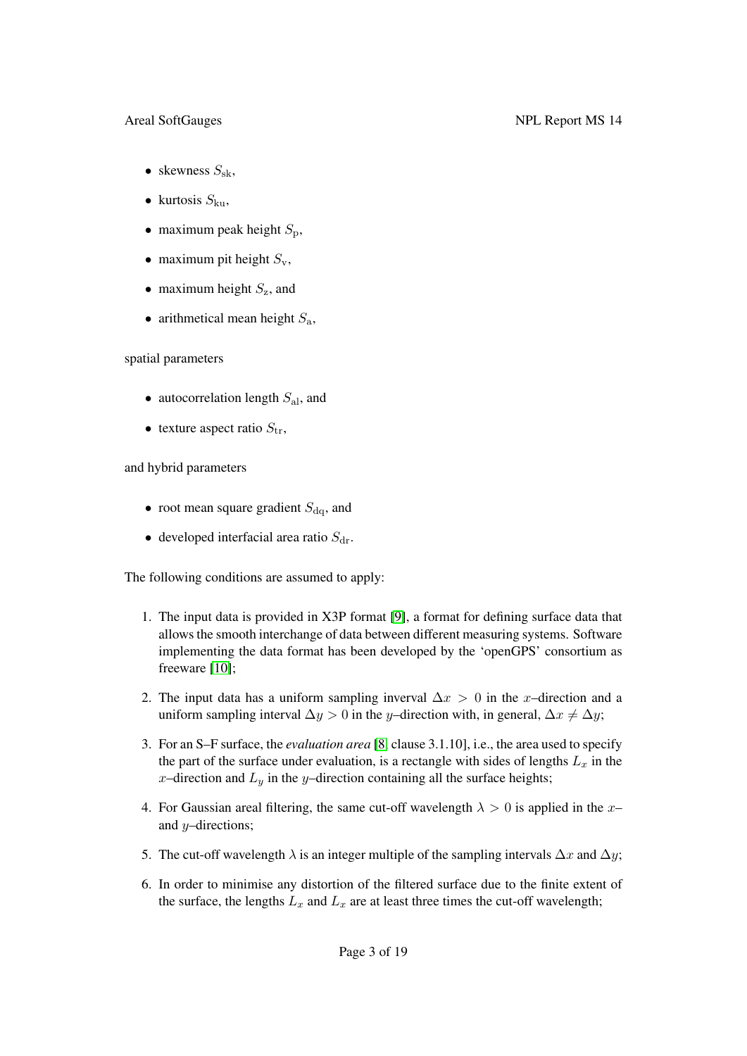- skewness $S_{\mathrm{sk}}$,
- kurtosis $S_{\mathrm{ku}}$,
- maximum peak height $S_{\mathrm{p}}$,
- maximum pit height $S_{\mathrm{v}}$,
- maximum height $S_{\mathrm{z}}$, and
- arithmetical mean height $S_{\mathrm{a}}$,

spatial parameters

- autocorrelation length $S_{\mathrm{al}}$, and
- texture aspect ratio $S_{\mathrm{tr}}$,

and hybrid parameters

- root mean square gradient $S_{\mathrm{dq}}$, and
- developed interfacial area ratio $S_{\mathrm{dr}}$.

The following conditions are assumed to apply:

1. The input data is provided in X3P format [9], a format for defining surface data that allows the smooth interchange of data between different measuring systems. Software implementing the data format has been developed by the 'openGPS' consortium as freeware [10];
2. The input data has a uniform sampling inverval $\Delta x > 0$ in the $x$–direction and a uniform sampling interval $\Delta y > 0$ in the $y$–direction with, in general, $\Delta x \neq \Delta y$;
3. For an S–F surface, the *evaluation area* [8, clause 3.1.10], i.e., the area used to specify the part of the surface under evaluation, is a rectangle with sides of lengths $L_x$ in the $x$–direction and $L_y$ in the $y$–direction containing all the surface heights;
4. For Gaussian areal filtering, the same cut-off wavelength $\lambda > 0$ is applied in the $x$– and $y$–directions;
5. The cut-off wavelength $\lambda$ is an integer multiple of the sampling intervals $\Delta x$ and $\Delta y$;
6. In order to minimise any distortion of the filtered surface due to the finite extent of the surface, the lengths $L_x$ and $L_x$ are at least three times the cut-off wavelength;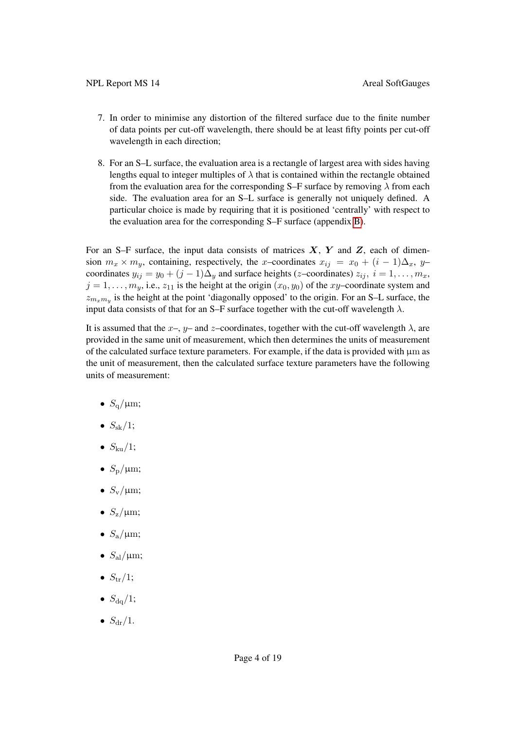7. In order to minimise any distortion of the filtered surface due to the finite number of data points per cut-off wavelength, there should be at least fifty points per cut-off wavelength in each direction;

8. For an S–L surface, the evaluation area is a rectangle of largest area with sides having lengths equal to integer multiples of $\lambda$ that is contained within the rectangle obtained from the evaluation area for the corresponding S–F surface by removing $\lambda$ from each side. The evaluation area for an S–L surface is generally not uniquely defined. A particular choice is made by requiring that it is positioned 'centrally' with respect to the evaluation area for the corresponding S–F surface (appendix B).

For an S–F surface, the input data consists of matrices $\boldsymbol{X}$, $\boldsymbol{Y}$ and $\boldsymbol{Z}$, each of dimension $m_x \times m_y$, containing, respectively, the $x$–coordinates $x_{ij} = x_0 + (i-1)\Delta_x$, $y$–coordinates $y_{ij} = y_0 + (j-1)\Delta_y$ and surface heights ($z$–coordinates) $z_{ij}$, $i = 1, \ldots, m_x$, $j = 1, \ldots, m_y$, i.e., $z_{11}$ is the height at the origin $(x_0, y_0)$ of the $xy$–coordinate system and $z_{m_x m_y}$ is the height at the point 'diagonally opposed' to the origin. For an S–L surface, the input data consists of that for an S–F surface together with the cut-off wavelength $\lambda$.

It is assumed that the $x$–, $y$– and $z$–coordinates, together with the cut-off wavelength $\lambda$, are provided in the same unit of measurement, which then determines the units of measurement of the calculated surface texture parameters. For example, if the data is provided with $\mu$m as the unit of measurement, then the calculated surface texture parameters have the following units of measurement:

- $S_{\mathrm{q}}/\mu\mathrm{m}$;
- $S_{\mathrm{sk}}/1$;
- $S_{\mathrm{ku}}/1$;
- $S_{\mathrm{p}}/\mu\mathrm{m}$;
- $S_{\mathrm{v}}/\mu\mathrm{m}$;
- $S_{\mathrm{z}}/\mu\mathrm{m}$;
- $S_{\mathrm{a}}/\mu\mathrm{m}$;
- $S_{\mathrm{al}}/\mu\mathrm{m}$;
- $S_{\mathrm{tr}}/1$;
- $S_{\mathrm{dq}}/1$;
- $S_{\mathrm{dr}}/1$.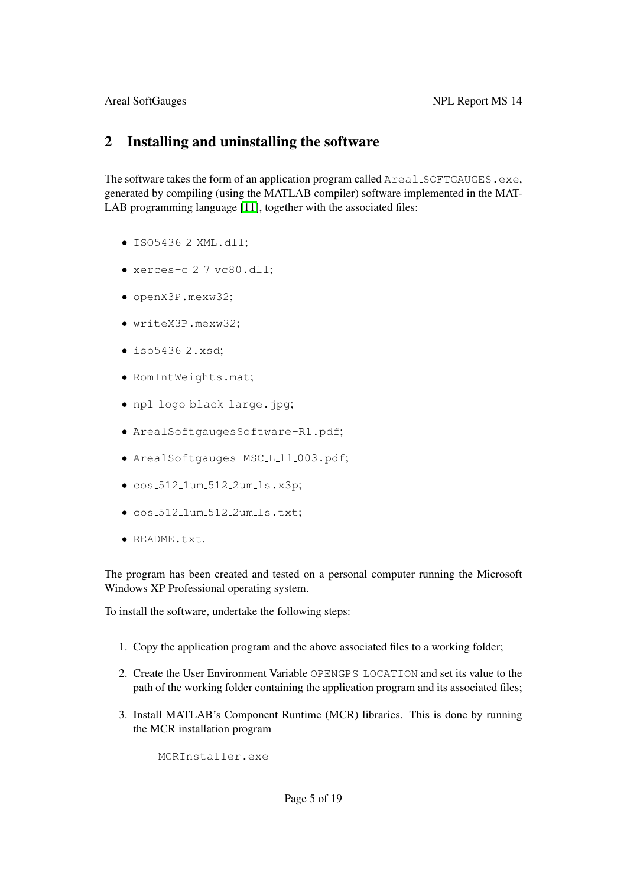## 2 Installing and uninstalling the software

The software takes the form of an application program called `Areal_SOFTGAUGES.exe`, generated by compiling (using the MATLAB compiler) software implemented in the MATLAB programming language [11], together with the associated files:

- `ISO5436_2_XML.dll`;
- `xerces-c_2_7_vc80.dll`;
- `openX3P.mexw32`;
- `writeX3P.mexw32`;
- `iso5436_2.xsd`;
- `RomIntWeights.mat`;
- `npl_logo_black_large.jpg`;
- `ArealSoftgaugesSoftware-R1.pdf`;
- `ArealSoftgauges-MSC_L_11_003.pdf`;
- `cos_512_1um_512_2um_ls.x3p`;
- `cos_512_1um_512_2um_ls.txt`;
- `README.txt`.

The program has been created and tested on a personal computer running the Microsoft Windows XP Professional operating system.

To install the software, undertake the following steps:

1. Copy the application program and the above associated files to a working folder;
2. Create the User Environment Variable `OPENGPS_LOCATION` and set its value to the path of the working folder containing the application program and its associated files;
3. Install MATLAB's Component Runtime (MCR) libraries. This is done by running the MCR installation program

   ```
   MCRInstaller.exe
   ```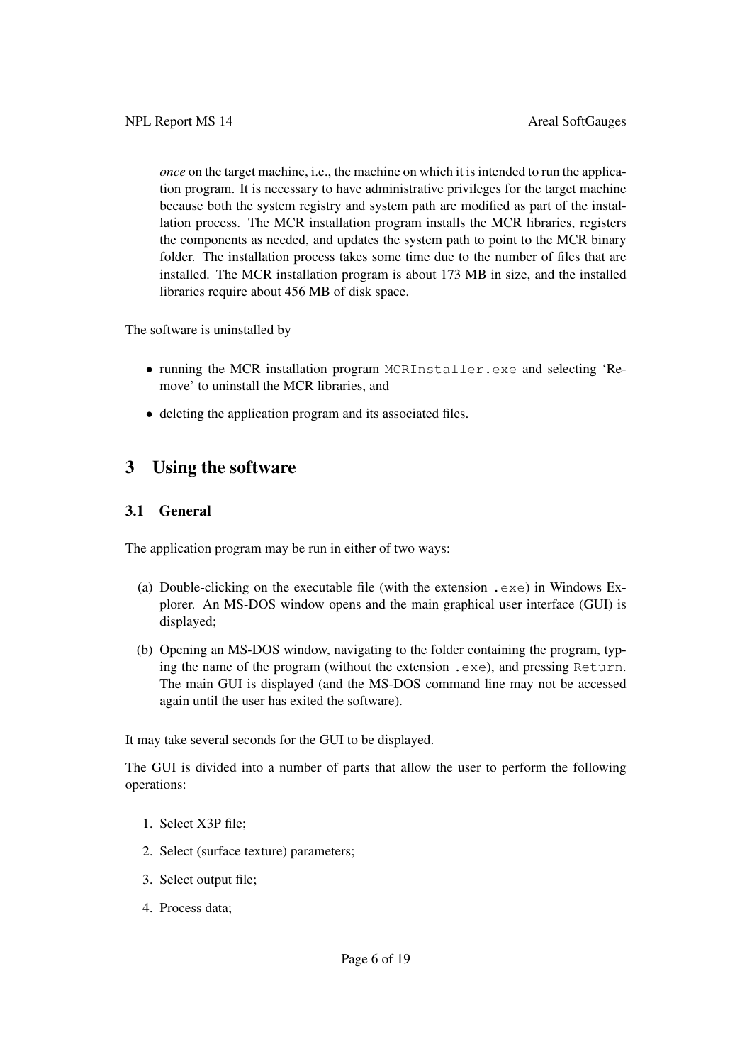*once* on the target machine, i.e., the machine on which it is intended to run the application program. It is necessary to have administrative privileges for the target machine because both the system registry and system path are modified as part of the installation process. The MCR installation program installs the MCR libraries, registers the components as needed, and updates the system path to point to the MCR binary folder. The installation process takes some time due to the number of files that are installed. The MCR installation program is about 173 MB in size, and the installed libraries require about 456 MB of disk space.

The software is uninstalled by

- running the MCR installation program `MCRInstaller.exe` and selecting 'Remove' to uninstall the MCR libraries, and
- deleting the application program and its associated files.

# 3 Using the software

## 3.1 General

The application program may be run in either of two ways:

(a) Double-clicking on the executable file (with the extension `.exe`) in Windows Explorer. An MS-DOS window opens and the main graphical user interface (GUI) is displayed;

(b) Opening an MS-DOS window, navigating to the folder containing the program, typing the name of the program (without the extension `.exe`), and pressing `Return`. The main GUI is displayed (and the MS-DOS command line may not be accessed again until the user has exited the software).

It may take several seconds for the GUI to be displayed.

The GUI is divided into a number of parts that allow the user to perform the following operations:

1. Select X3P file;
2. Select (surface texture) parameters;
3. Select output file;
4. Process data;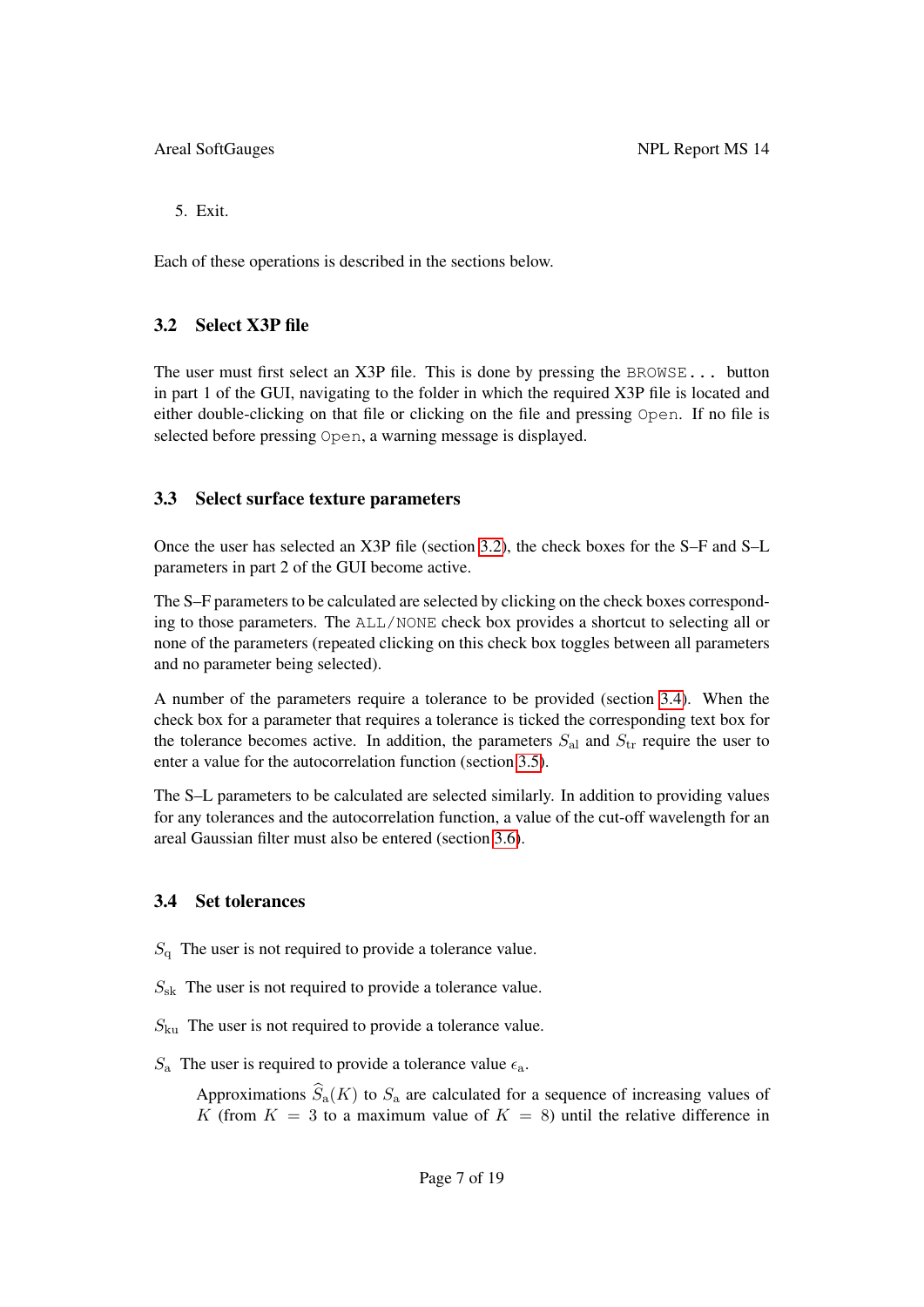5. Exit.

Each of these operations is described in the sections below.

### 3.2 Select X3P file

The user must first select an X3P file. This is done by pressing the `BROWSE...` button in part 1 of the GUI, navigating to the folder in which the required X3P file is located and either double-clicking on that file or clicking on the file and pressing `Open`. If no file is selected before pressing `Open`, a warning message is displayed.

### 3.3 Select surface texture parameters

Once the user has selected an X3P file (section 3.2), the check boxes for the S–F and S–L parameters in part 2 of the GUI become active.

The S–F parameters to be calculated are selected by clicking on the check boxes corresponding to those parameters. The `ALL/NONE` check box provides a shortcut to selecting all or none of the parameters (repeated clicking on this check box toggles between all parameters and no parameter being selected).

A number of the parameters require a tolerance to be provided (section 3.4). When the check box for a parameter that requires a tolerance is ticked the corresponding text box for the tolerance becomes active. In addition, the parameters $S_{\mathrm{al}}$ and $S_{\mathrm{tr}}$ require the user to enter a value for the autocorrelation function (section 3.5).

The S–L parameters to be calculated are selected similarly. In addition to providing values for any tolerances and the autocorrelation function, a value of the cut-off wavelength for an areal Gaussian filter must also be entered (section 3.6).

### 3.4 Set tolerances

$S_{\mathrm{q}}$ The user is not required to provide a tolerance value.

$S_{\mathrm{sk}}$ The user is not required to provide a tolerance value.

$S_{\mathrm{ku}}$ The user is not required to provide a tolerance value.

$S_{\mathrm{a}}$ The user is required to provide a tolerance value $\epsilon_{\mathrm{a}}$.

Approximations $\widehat{S}_{\mathrm{a}}(K)$ to $S_{\mathrm{a}}$ are calculated for a sequence of increasing values of $K$ (from $K = 3$ to a maximum value of $K = 8$) until the relative difference in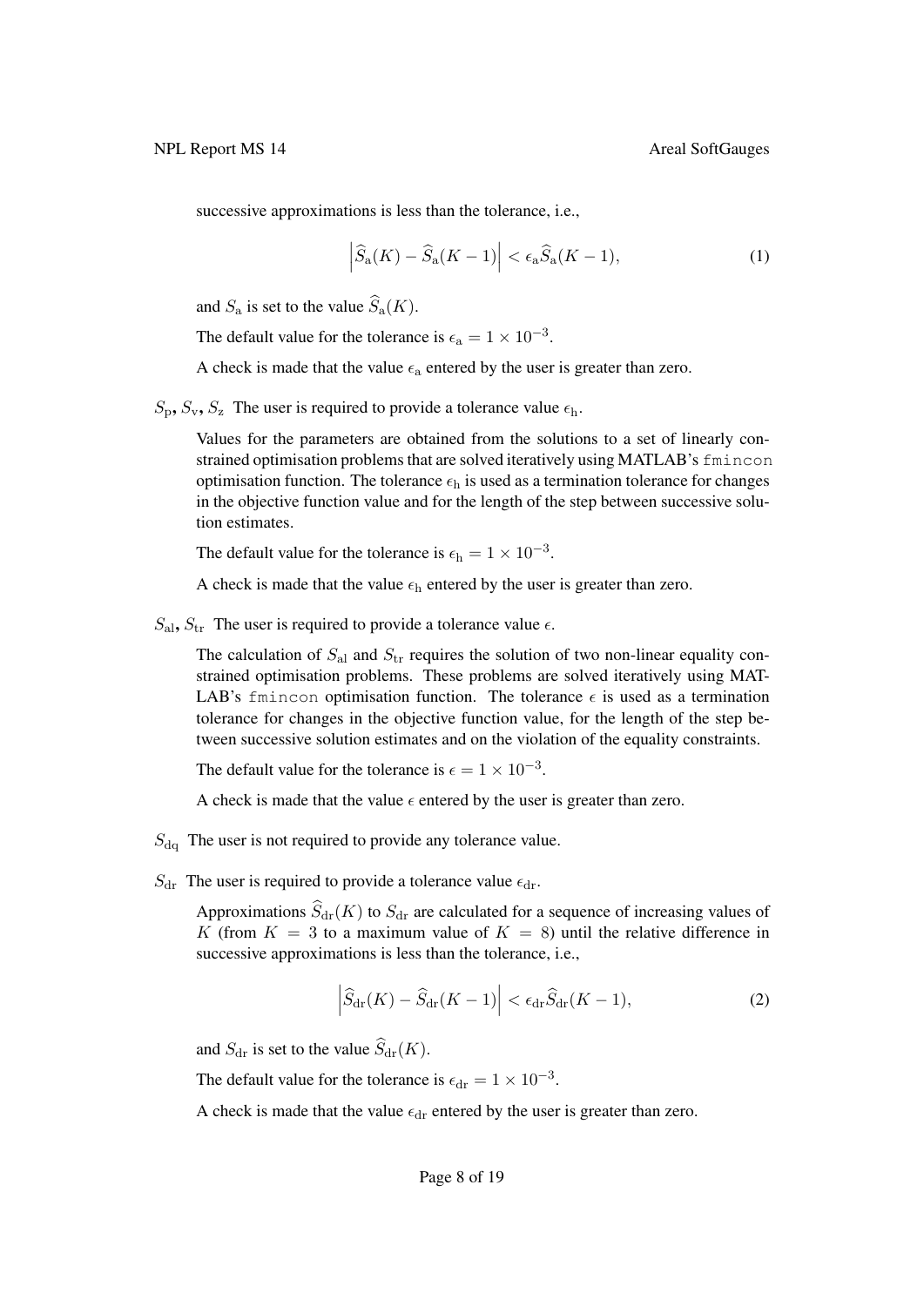successive approximations is less than the tolerance, i.e.,

$$\left|\widehat{S}_{\rm a}(K) - \widehat{S}_{\rm a}(K-1)\right| < \epsilon_{\rm a}\widehat{S}_{\rm a}(K-1), \tag{1}$$

and $S_{\rm a}$ is set to the value $\widehat{S}_{\rm a}(K)$.

The default value for the tolerance is $\epsilon_{\rm a} = 1 \times 10^{-3}$.

A check is made that the value $\epsilon_{\rm a}$ entered by the user is greater than zero.

**$S_{\rm p}$, $S_{\rm v}$, $S_{\rm z}$** The user is required to provide a tolerance value $\epsilon_{\rm h}$.

Values for the parameters are obtained from the solutions to a set of linearly constrained optimisation problems that are solved iteratively using MATLAB's `fmincon` optimisation function. The tolerance $\epsilon_{\rm h}$ is used as a termination tolerance for changes in the objective function value and for the length of the step between successive solution estimates.

The default value for the tolerance is $\epsilon_{\rm h} = 1 \times 10^{-3}$.

A check is made that the value $\epsilon_{\rm h}$ entered by the user is greater than zero.

**$S_{\rm al}$, $S_{\rm tr}$** The user is required to provide a tolerance value $\epsilon$.

The calculation of $S_{\rm al}$ and $S_{\rm tr}$ requires the solution of two non-linear equality constrained optimisation problems. These problems are solved iteratively using MATLAB's `fmincon` optimisation function. The tolerance $\epsilon$ is used as a termination tolerance for changes in the objective function value, for the length of the step between successive solution estimates and on the violation of the equality constraints.

The default value for the tolerance is $\epsilon = 1 \times 10^{-3}$.

A check is made that the value $\epsilon$ entered by the user is greater than zero.

**$S_{\rm dq}$** The user is not required to provide any tolerance value.

**$S_{\rm dr}$** The user is required to provide a tolerance value $\epsilon_{\rm dr}$.

Approximations $\widehat{S}_{\rm dr}(K)$ to $S_{\rm dr}$ are calculated for a sequence of increasing values of $K$ (from $K = 3$ to a maximum value of $K = 8$) until the relative difference in successive approximations is less than the tolerance, i.e.,

$$\left|\widehat{S}_{\rm dr}(K) - \widehat{S}_{\rm dr}(K-1)\right| < \epsilon_{\rm dr}\widehat{S}_{\rm dr}(K-1), \tag{2}$$

and $S_{\rm dr}$ is set to the value $\widehat{S}_{\rm dr}(K)$.

The default value for the tolerance is $\epsilon_{\rm dr} = 1 \times 10^{-3}$.

A check is made that the value $\epsilon_{\rm dr}$ entered by the user is greater than zero.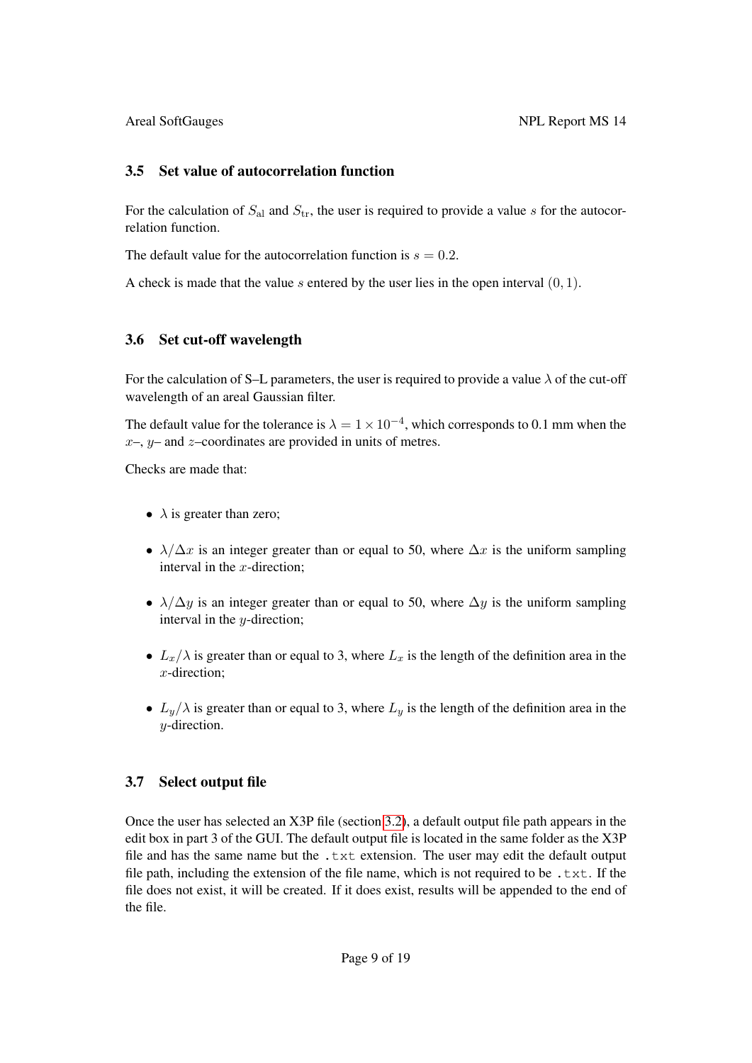### 3.5 Set value of autocorrelation function

For the calculation of $S_{\mathrm{al}}$ and $S_{\mathrm{tr}}$, the user is required to provide a value $s$ for the autocorrelation function.

The default value for the autocorrelation function is $s = 0.2$.

A check is made that the value $s$ entered by the user lies in the open interval $(0, 1)$.

### 3.6 Set cut-off wavelength

For the calculation of S–L parameters, the user is required to provide a value $\lambda$ of the cut-off wavelength of an areal Gaussian filter.

The default value for the tolerance is $\lambda = 1 \times 10^{-4}$, which corresponds to 0.1 mm when the $x$–, $y$– and $z$–coordinates are provided in units of metres.

Checks are made that:

- $\lambda$ is greater than zero;
- $\lambda/\Delta x$ is an integer greater than or equal to 50, where $\Delta x$ is the uniform sampling interval in the $x$-direction;
- $\lambda/\Delta y$ is an integer greater than or equal to 50, where $\Delta y$ is the uniform sampling interval in the $y$-direction;
- $L_x/\lambda$ is greater than or equal to 3, where $L_x$ is the length of the definition area in the $x$-direction;
- $L_y/\lambda$ is greater than or equal to 3, where $L_y$ is the length of the definition area in the $y$-direction.

### 3.7 Select output file

Once the user has selected an X3P file (section 3.2), a default output file path appears in the edit box in part 3 of the GUI. The default output file is located in the same folder as the X3P file and has the same name but the `.txt` extension. The user may edit the default output file path, including the extension of the file name, which is not required to be `.txt`. If the file does not exist, it will be created. If it does exist, results will be appended to the end of the file.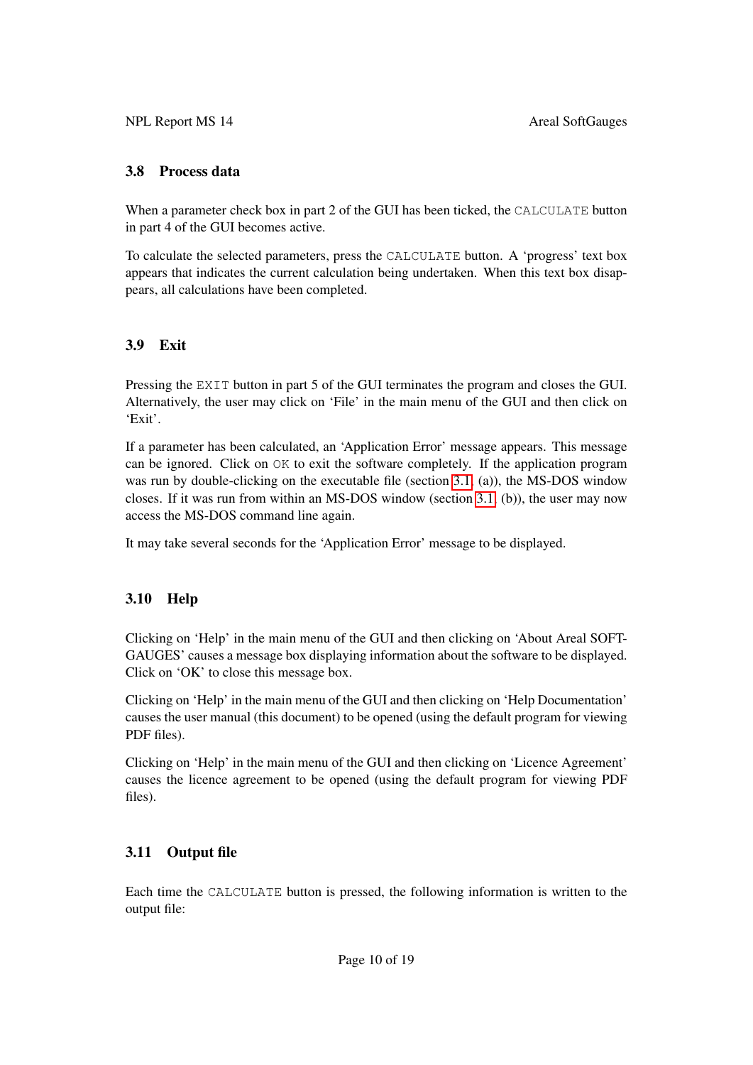### 3.8 Process data

When a parameter check box in part 2 of the GUI has been ticked, the `CALCULATE` button in part 4 of the GUI becomes active.

To calculate the selected parameters, press the `CALCULATE` button. A 'progress' text box appears that indicates the current calculation being undertaken. When this text box disappears, all calculations have been completed.

### 3.9 Exit

Pressing the `EXIT` button in part 5 of the GUI terminates the program and closes the GUI. Alternatively, the user may click on 'File' in the main menu of the GUI and then click on 'Exit'.

If a parameter has been calculated, an 'Application Error' message appears. This message can be ignored. Click on `OK` to exit the software completely. If the application program was run by double-clicking on the executable file (section 3.1, (a)), the MS-DOS window closes. If it was run from within an MS-DOS window (section 3.1, (b)), the user may now access the MS-DOS command line again.

It may take several seconds for the 'Application Error' message to be displayed.

### 3.10 Help

Clicking on 'Help' in the main menu of the GUI and then clicking on 'About Areal SOFTGAUGES' causes a message box displaying information about the software to be displayed. Click on 'OK' to close this message box.

Clicking on 'Help' in the main menu of the GUI and then clicking on 'Help Documentation' causes the user manual (this document) to be opened (using the default program for viewing PDF files).

Clicking on 'Help' in the main menu of the GUI and then clicking on 'Licence Agreement' causes the licence agreement to be opened (using the default program for viewing PDF files).

### 3.11 Output file

Each time the `CALCULATE` button is pressed, the following information is written to the output file: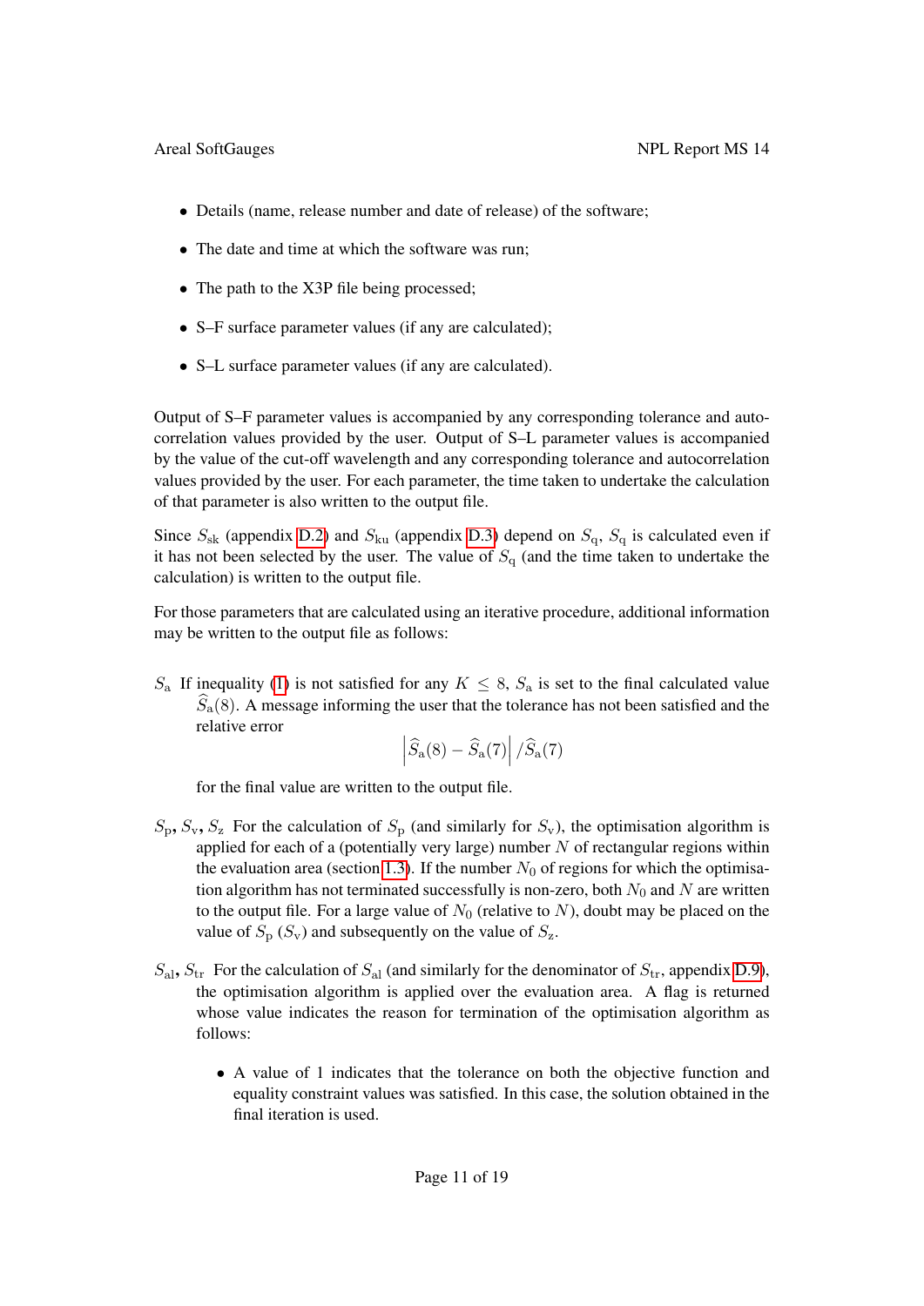- Details (name, release number and date of release) of the software;
- The date and time at which the software was run;
- The path to the X3P file being processed;
- S–F surface parameter values (if any are calculated);
- S–L surface parameter values (if any are calculated).

Output of S–F parameter values is accompanied by any corresponding tolerance and autocorrelation values provided by the user. Output of S–L parameter values is accompanied by the value of the cut-off wavelength and any corresponding tolerance and autocorrelation values provided by the user. For each parameter, the time taken to undertake the calculation of that parameter is also written to the output file.

Since $S_{\mathrm{sk}}$ (appendix D.2) and $S_{\mathrm{ku}}$ (appendix D.3) depend on $S_{\mathrm{q}}$, $S_{\mathrm{q}}$ is calculated even if it has not been selected by the user. The value of $S_{\mathrm{q}}$ (and the time taken to undertake the calculation) is written to the output file.

For those parameters that are calculated using an iterative procedure, additional information may be written to the output file as follows:

$S_{\mathrm{a}}$ If inequality (1) is not satisfied for any $K \leq 8$, $S_{\mathrm{a}}$ is set to the final calculated value $\widehat{S}_{\mathrm{a}}(8)$. A message informing the user that the tolerance has not been satisfied and the relative error

$$\left|\widehat{S}_{\mathrm{a}}(8) - \widehat{S}_{\mathrm{a}}(7)\right| / \widehat{S}_{\mathrm{a}}(7)$$

for the final value are written to the output file.

$S_{\mathrm{p}}$, $S_{\mathrm{v}}$, $S_{\mathrm{z}}$ For the calculation of $S_{\mathrm{p}}$ (and similarly for $S_{\mathrm{v}}$), the optimisation algorithm is applied for each of a (potentially very large) number $N$ of rectangular regions within the evaluation area (section 1.3). If the number $N_0$ of regions for which the optimisation algorithm has not terminated successfully is non-zero, both $N_0$ and $N$ are written to the output file. For a large value of $N_0$ (relative to $N$), doubt may be placed on the value of $S_{\mathrm{p}}$ ($S_{\mathrm{v}}$) and subsequently on the value of $S_{\mathrm{z}}$.

$S_{\mathrm{al}}$, $S_{\mathrm{tr}}$ For the calculation of $S_{\mathrm{al}}$ (and similarly for the denominator of $S_{\mathrm{tr}}$, appendix D.9), the optimisation algorithm is applied over the evaluation area. A flag is returned whose value indicates the reason for termination of the optimisation algorithm as follows:

- A value of 1 indicates that the tolerance on both the objective function and equality constraint values was satisfied. In this case, the solution obtained in the final iteration is used.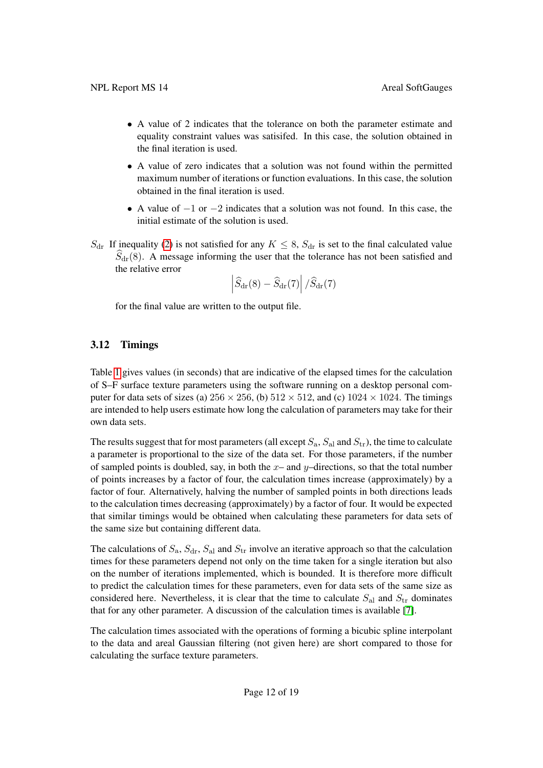- A value of 2 indicates that the tolerance on both the parameter estimate and equality constraint values was satisifed. In this case, the solution obtained in the final iteration is used.
- A value of zero indicates that a solution was not found within the permitted maximum number of iterations or function evaluations. In this case, the solution obtained in the final iteration is used.
- A value of $-1$ or $-2$ indicates that a solution was not found. In this case, the initial estimate of the solution is used.

$S_{\rm dr}$ If inequality (2) is not satisfied for any $K \leq 8$, $S_{\rm dr}$ is set to the final calculated value $\widehat{S}_{\rm dr}(8)$. A message informing the user that the tolerance has not been satisfied and the relative error

$$\left| \widehat{S}_{\rm dr}(8) - \widehat{S}_{\rm dr}(7) \right| / \widehat{S}_{\rm dr}(7)$$

for the final value are written to the output file.

### 3.12 Timings

Table 1 gives values (in seconds) that are indicative of the elapsed times for the calculation of S–F surface texture parameters using the software running on a desktop personal computer for data sets of sizes (a) $256 \times 256$, (b) $512 \times 512$, and (c) $1024 \times 1024$. The timings are intended to help users estimate how long the calculation of parameters may take for their own data sets.

The results suggest that for most parameters (all except $S_{\rm a}$, $S_{\rm al}$ and $S_{\rm tr}$), the time to calculate a parameter is proportional to the size of the data set. For those parameters, if the number of sampled points is doubled, say, in both the $x$– and $y$–directions, so that the total number of points increases by a factor of four, the calculation times increase (approximately) by a factor of four. Alternatively, halving the number of sampled points in both directions leads to the calculation times decreasing (approximately) by a factor of four. It would be expected that similar timings would be obtained when calculating these parameters for data sets of the same size but containing different data.

The calculations of $S_{\rm a}$, $S_{\rm dr}$, $S_{\rm al}$ and $S_{\rm tr}$ involve an iterative approach so that the calculation times for these parameters depend not only on the time taken for a single iteration but also on the number of iterations implemented, which is bounded. It is therefore more difficult to predict the calculation times for these parameters, even for data sets of the same size as considered here. Nevertheless, it is clear that the time to calculate $S_{\rm al}$ and $S_{\rm tr}$ dominates that for any other parameter. A discussion of the calculation times is available [7].

The calculation times associated with the operations of forming a bicubic spline interpolant to the data and areal Gaussian filtering (not given here) are short compared to those for calculating the surface texture parameters.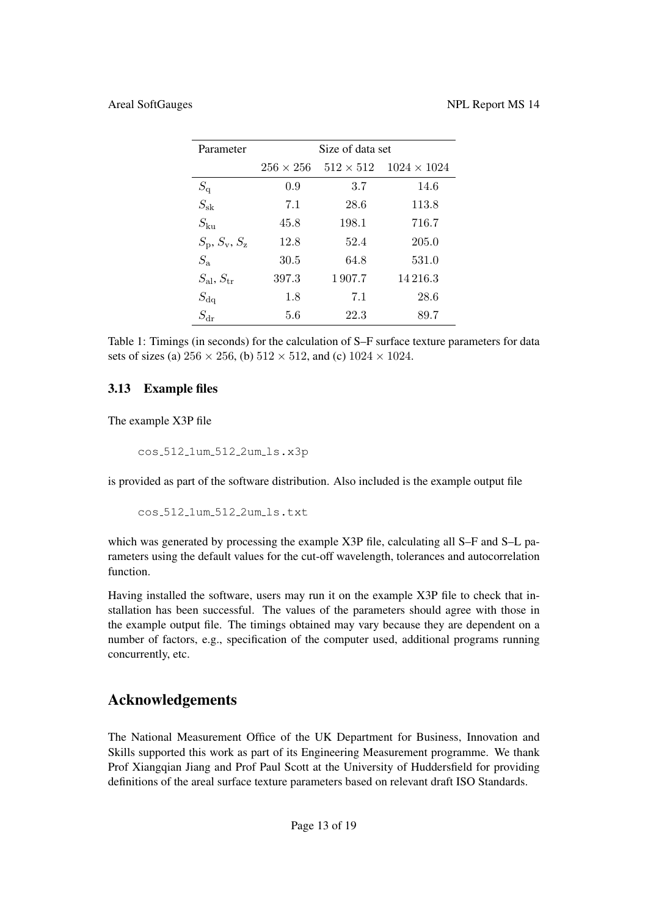| Parameter | Size of data set | | |
|---|---|---|---|
| | $256 \times 256$ | $512 \times 512$ | $1024 \times 1024$ |
| $S_{\mathrm{q}}$ | 0.9 | 3.7 | 14.6 |
| $S_{\mathrm{sk}}$ | 7.1 | 28.6 | 113.8 |
| $S_{\mathrm{ku}}$ | 45.8 | 198.1 | 716.7 |
| $S_{\mathrm{p}}$, $S_{\mathrm{v}}$, $S_{\mathrm{z}}$ | 12.8 | 52.4 | 205.0 |
| $S_{\mathrm{a}}$ | 30.5 | 64.8 | 531.0 |
| $S_{\mathrm{al}}$, $S_{\mathrm{tr}}$ | 397.3 | 1 907.7 | 14 216.3 |
| $S_{\mathrm{dq}}$ | 1.8 | 7.1 | 28.6 |
| $S_{\mathrm{dr}}$ | 5.6 | 22.3 | 89.7 |

Table 1: Timings (in seconds) for the calculation of S–F surface texture parameters for data sets of sizes (a) $256 \times 256$, (b) $512 \times 512$, and (c) $1024 \times 1024$.

### 3.13 Example files

The example X3P file

```
cos_512_1um_512_2um_ls.x3p
```

is provided as part of the software distribution. Also included is the example output file

```
cos_512_1um_512_2um_ls.txt
```

which was generated by processing the example X3P file, calculating all S–F and S–L parameters using the default values for the cut-off wavelength, tolerances and autocorrelation function.

Having installed the software, users may run it on the example X3P file to check that installation has been successful. The values of the parameters should agree with those in the example output file. The timings obtained may vary because they are dependent on a number of factors, e.g., specification of the computer used, additional programs running concurrently, etc.

## Acknowledgements

The National Measurement Office of the UK Department for Business, Innovation and Skills supported this work as part of its Engineering Measurement programme. We thank Prof Xiangqian Jiang and Prof Paul Scott at the University of Huddersfield for providing definitions of the areal surface texture parameters based on relevant draft ISO Standards.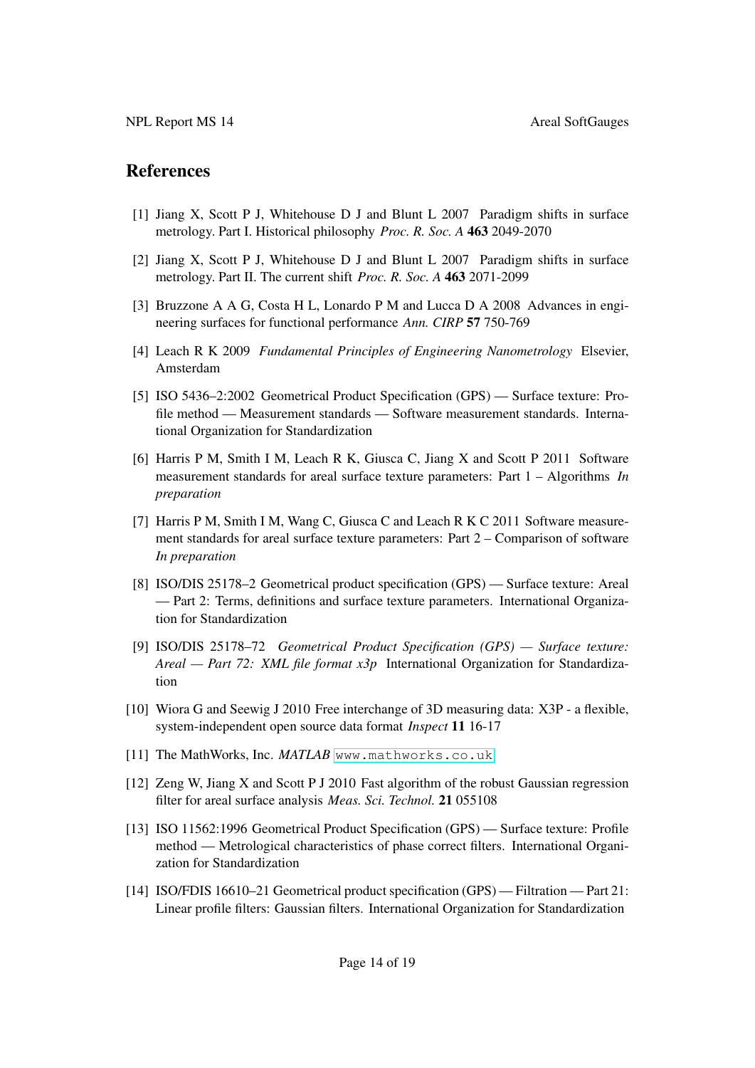# References

[1] Jiang X, Scott P J, Whitehouse D J and Blunt L 2007 Paradigm shifts in surface metrology. Part I. Historical philosophy *Proc. R. Soc. A* **463** 2049-2070

[2] Jiang X, Scott P J, Whitehouse D J and Blunt L 2007 Paradigm shifts in surface metrology. Part II. The current shift *Proc. R. Soc. A* **463** 2071-2099

[3] Bruzzone A A G, Costa H L, Lonardo P M and Lucca D A 2008 Advances in engineering surfaces for functional performance *Ann. CIRP* **57** 750-769

[4] Leach R K 2009 *Fundamental Principles of Engineering Nanometrology* Elsevier, Amsterdam

[5] ISO 5436–2:2002 Geometrical Product Specification (GPS) — Surface texture: Profile method — Measurement standards — Software measurement standards. International Organization for Standardization

[6] Harris P M, Smith I M, Leach R K, Giusca C, Jiang X and Scott P 2011 Software measurement standards for areal surface texture parameters: Part 1 – Algorithms *In preparation*

[7] Harris P M, Smith I M, Wang C, Giusca C and Leach R K C 2011 Software measurement standards for areal surface texture parameters: Part 2 – Comparison of software *In preparation*

[8] ISO/DIS 25178–2 Geometrical product specification (GPS) — Surface texture: Areal — Part 2: Terms, definitions and surface texture parameters. International Organization for Standardization

[9] ISO/DIS 25178–72 *Geometrical Product Specification (GPS) — Surface texture: Areal — Part 72: XML file format x3p* International Organization for Standardization

[10] Wiora G and Seewig J 2010 Free interchange of 3D measuring data: X3P - a flexible, system-independent open source data format *Inspect* **11** 16-17

[11] The MathWorks, Inc. *MATLAB* `www.mathworks.co.uk`

[12] Zeng W, Jiang X and Scott P J 2010 Fast algorithm of the robust Gaussian regression filter for areal surface analysis *Meas. Sci. Technol.* **21** 055108

[13] ISO 11562:1996 Geometrical Product Specification (GPS) — Surface texture: Profile method — Metrological characteristics of phase correct filters. International Organization for Standardization

[14] ISO/FDIS 16610–21 Geometrical product specification (GPS) — Filtration — Part 21: Linear profile filters: Gaussian filters. International Organization for Standardization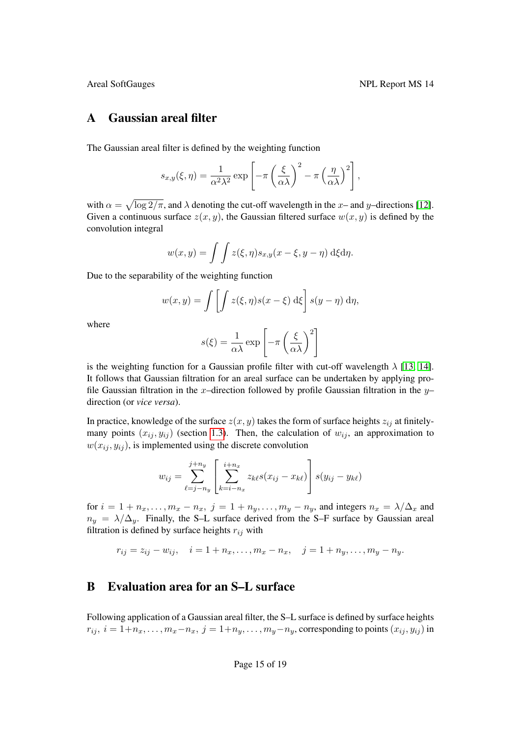## A Gaussian areal filter

The Gaussian areal filter is defined by the weighting function

$$s_{x,y}(\xi, \eta) = \frac{1}{\alpha^2 \lambda^2} \exp\left[-\pi \left(\frac{\xi}{\alpha\lambda}\right)^2 - \pi \left(\frac{\eta}{\alpha\lambda}\right)^2\right],$$

with $\alpha = \sqrt{\log 2/\pi}$, and $\lambda$ denoting the cut-off wavelength in the $x$– and $y$–directions [12]. Given a continuous surface $z(x, y)$, the Gaussian filtered surface $w(x, y)$ is defined by the convolution integral

$$w(x, y) = \int\int z(\xi, \eta) s_{x,y}(x - \xi, y - \eta) \, \mathrm{d}\xi \mathrm{d}\eta.$$

Due to the separability of the weighting function

$$w(x, y) = \int \left[\int z(\xi, \eta) s(x - \xi) \, \mathrm{d}\xi\right] s(y - \eta) \, \mathrm{d}\eta,$$

where

$$s(\xi) = \frac{1}{\alpha\lambda} \exp\left[-\pi \left(\frac{\xi}{\alpha\lambda}\right)^2\right]$$

is the weighting function for a Gaussian profile filter with cut-off wavelength $\lambda$ [13, 14]. It follows that Gaussian filtration for an areal surface can be undertaken by applying profile Gaussian filtration in the $x$–direction followed by profile Gaussian filtration in the $y$–direction (or *vice versa*).

In practice, knowledge of the surface $z(x, y)$ takes the form of surface heights $z_{ij}$ at finitely-many points $(x_{ij}, y_{ij})$ (section 1.3). Then, the calculation of $w_{ij}$, an approximation to $w(x_{ij}, y_{ij})$, is implemented using the discrete convolution

$$w_{ij} = \sum_{\ell=j-n_y}^{j+n_y} \left[\sum_{k=i-n_x}^{i+n_x} z_{k\ell} s(x_{ij} - x_{k\ell})\right] s(y_{ij} - y_{k\ell})$$

for $i = 1 + n_x, \ldots, m_x - n_x$, $j = 1 + n_y, \ldots, m_y - n_y$, and integers $n_x = \lambda/\Delta_x$ and $n_y = \lambda/\Delta_y$. Finally, the S–L surface derived from the S–F surface by Gaussian areal filtration is defined by surface heights $r_{ij}$ with

$$r_{ij} = z_{ij} - w_{ij}, \quad i = 1 + n_x, \ldots, m_x - n_x, \quad j = 1 + n_y, \ldots, m_y - n_y.$$

## B Evaluation area for an S–L surface

Following application of a Gaussian areal filter, the S–L surface is defined by surface heights $r_{ij}$, $i = 1+n_x, \ldots, m_x-n_x$, $j = 1+n_y, \ldots, m_y-n_y$, corresponding to points $(x_{ij}, y_{ij})$ in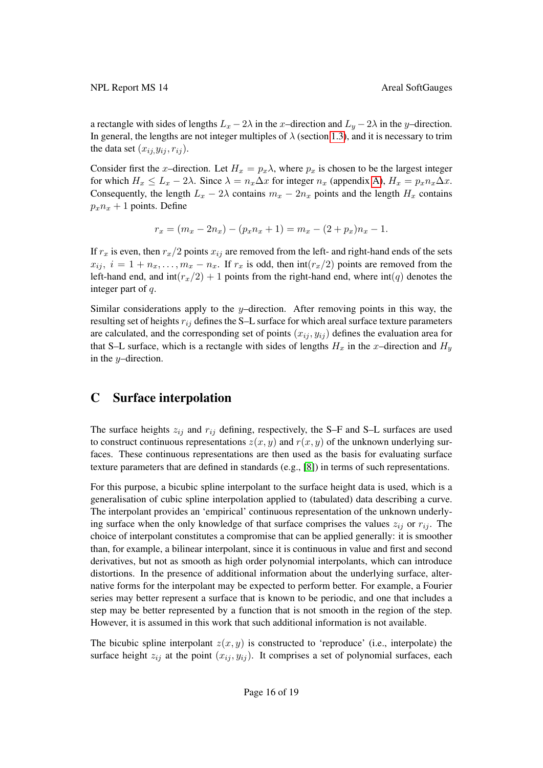a rectangle with sides of lengths $L_x - 2\lambda$ in the $x$–direction and $L_y - 2\lambda$ in the $y$–direction. In general, the lengths are not integer multiples of $\lambda$ (section 1.3), and it is necessary to trim the data set $(x_{ij}, y_{ij}, r_{ij})$.

Consider first the $x$–direction. Let $H_x = p_x\lambda$, where $p_x$ is chosen to be the largest integer for which $H_x \le L_x - 2\lambda$. Since $\lambda = n_x\Delta x$ for integer $n_x$ (appendix A), $H_x = p_x n_x \Delta x$. Consequently, the length $L_x - 2\lambda$ contains $m_x - 2n_x$ points and the length $H_x$ contains $p_x n_x + 1$ points. Define

$$r_x = (m_x - 2n_x) - (p_x n_x + 1) = m_x - (2 + p_x)n_x - 1.$$

If $r_x$ is even, then $r_x/2$ points $x_{ij}$ are removed from the left- and right-hand ends of the sets $x_{ij},\ i = 1 + n_x, \ldots, m_x - n_x$. If $r_x$ is odd, then $\text{int}(r_x/2)$ points are removed from the left-hand end, and $\text{int}(r_x/2) + 1$ points from the right-hand end, where $\text{int}(q)$ denotes the integer part of $q$.

Similar considerations apply to the $y$–direction. After removing points in this way, the resulting set of heights $r_{ij}$ defines the S–L surface for which areal surface texture parameters are calculated, and the corresponding set of points $(x_{ij}, y_{ij})$ defines the evaluation area for that S–L surface, which is a rectangle with sides of lengths $H_x$ in the $x$–direction and $H_y$ in the $y$–direction.

# C Surface interpolation

The surface heights $z_{ij}$ and $r_{ij}$ defining, respectively, the S–F and S–L surfaces are used to construct continuous representations $z(x, y)$ and $r(x, y)$ of the unknown underlying surfaces. These continuous representations are then used as the basis for evaluating surface texture parameters that are defined in standards (e.g., [8]) in terms of such representations.

For this purpose, a bicubic spline interpolant to the surface height data is used, which is a generalisation of cubic spline interpolation applied to (tabulated) data describing a curve. The interpolant provides an 'empirical' continuous representation of the unknown underlying surface when the only knowledge of that surface comprises the values $z_{ij}$ or $r_{ij}$. The choice of interpolant constitutes a compromise that can be applied generally: it is smoother than, for example, a bilinear interpolant, since it is continuous in value and first and second derivatives, but not as smooth as high order polynomial interpolants, which can introduce distortions. In the presence of additional information about the underlying surface, alternative forms for the interpolant may be expected to perform better. For example, a Fourier series may better represent a surface that is known to be periodic, and one that includes a step may be better represented by a function that is not smooth in the region of the step. However, it is assumed in this work that such additional information is not available.

The bicubic spline interpolant $z(x, y)$ is constructed to 'reproduce' (i.e., interpolate) the surface height $z_{ij}$ at the point $(x_{ij}, y_{ij})$. It comprises a set of polynomial surfaces, each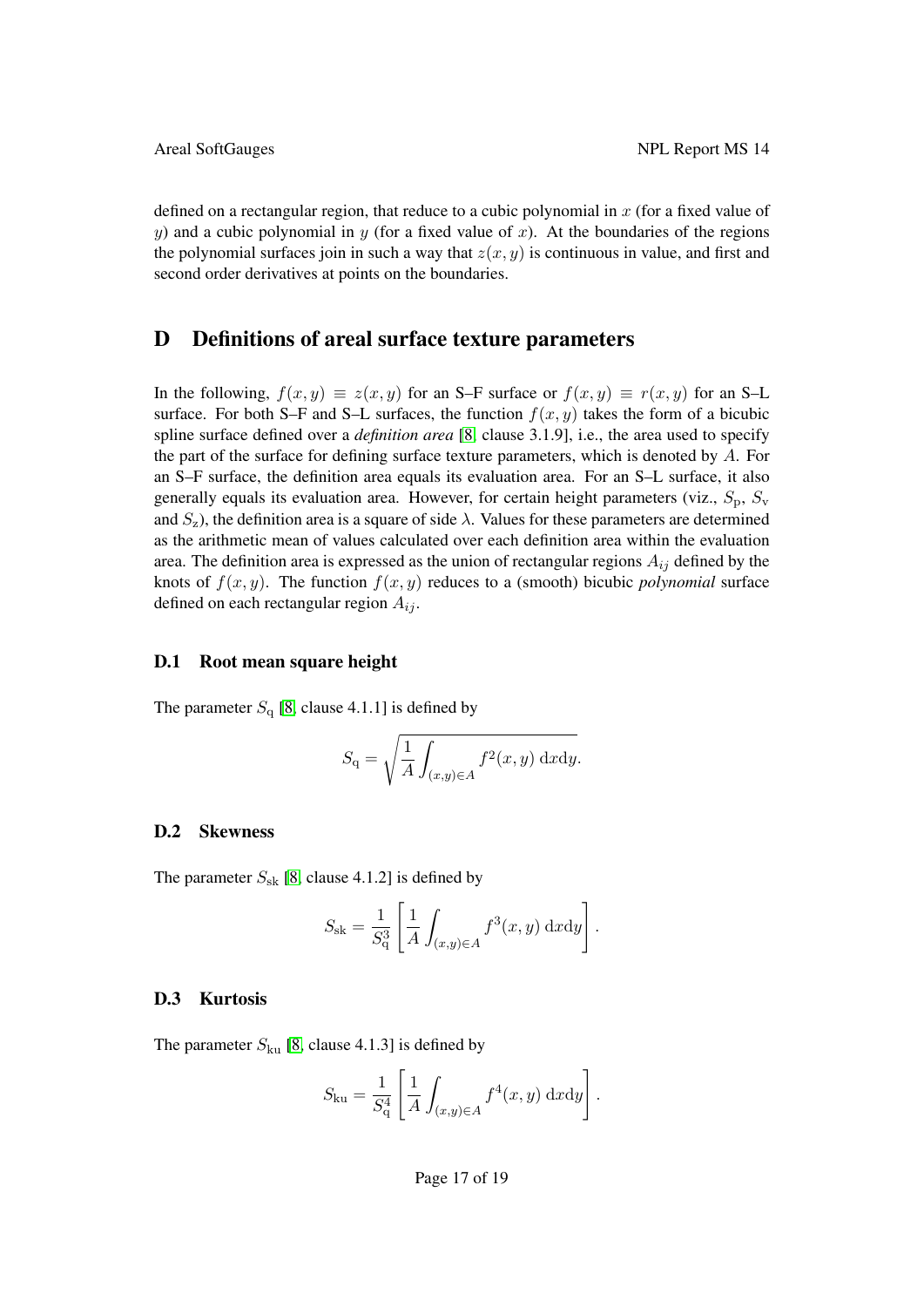defined on a rectangular region, that reduce to a cubic polynomial in $x$ (for a fixed value of $y$) and a cubic polynomial in $y$ (for a fixed value of $x$). At the boundaries of the regions the polynomial surfaces join in such a way that $z(x, y)$ is continuous in value, and first and second order derivatives at points on the boundaries.

# D Definitions of areal surface texture parameters

In the following, $f(x, y) \equiv z(x, y)$ for an S–F surface or $f(x, y) \equiv r(x, y)$ for an S–L surface. For both S–F and S–L surfaces, the function $f(x, y)$ takes the form of a bicubic spline surface defined over a *definition area* [8, clause 3.1.9], i.e., the area used to specify the part of the surface for defining surface texture parameters, which is denoted by $A$. For an S–F surface, the definition area equals its evaluation area. For an S–L surface, it also generally equals its evaluation area. However, for certain height parameters (viz., $S_{\rm p}$, $S_{\rm v}$ and $S_{\rm z}$), the definition area is a square of side $\lambda$. Values for these parameters are determined as the arithmetic mean of values calculated over each definition area within the evaluation area. The definition area is expressed as the union of rectangular regions $A_{ij}$ defined by the knots of $f(x, y)$. The function $f(x, y)$ reduces to a (smooth) bicubic *polynomial* surface defined on each rectangular region $A_{ij}$.

## D.1 Root mean square height

The parameter $S_{\rm q}$ [8, clause 4.1.1] is defined by

$$S_{\rm q} = \sqrt{\frac{1}{A} \int_{(x,y) \in A} f^2(x, y) \, {\rm d}x{\rm d}y}.$$

## D.2 Skewness

The parameter $S_{\rm sk}$ [8, clause 4.1.2] is defined by

$$S_{\rm sk} = \frac{1}{S_{\rm q}^3} \left[ \frac{1}{A} \int_{(x,y) \in A} f^3(x, y) \, {\rm d}x{\rm d}y \right].$$

## D.3 Kurtosis

The parameter $S_{\rm ku}$ [8, clause 4.1.3] is defined by

$$S_{\rm ku} = \frac{1}{S_{\rm q}^4} \left[ \frac{1}{A} \int_{(x,y) \in A} f^4(x, y) \, {\rm d}x{\rm d}y \right].$$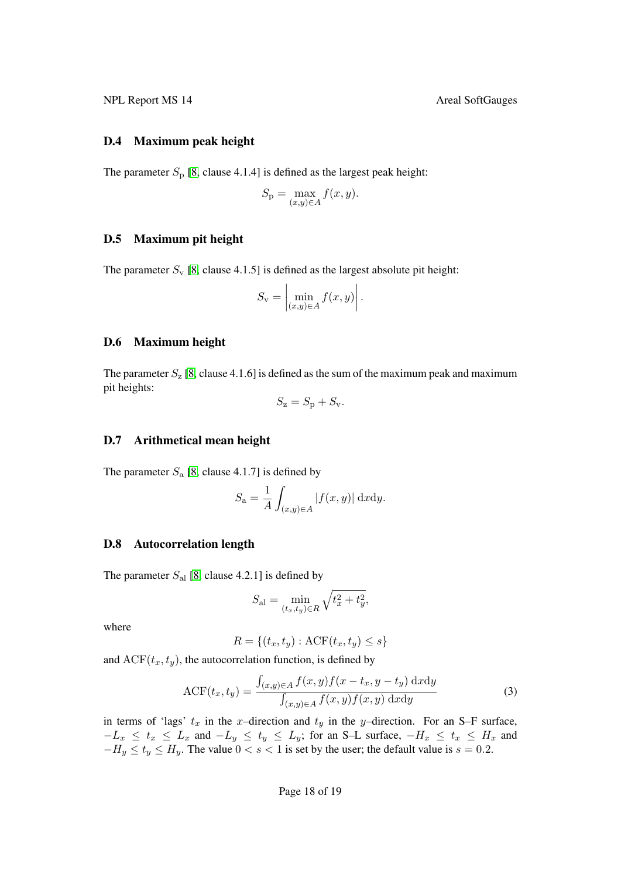### D.4 Maximum peak height

The parameter $S_\mathrm{p}$ [8, clause 4.1.4] is defined as the largest peak height:

$$S_\mathrm{p} = \max_{(x,y)\in A} f(x,y).$$

### D.5 Maximum pit height

The parameter $S_\mathrm{v}$ [8, clause 4.1.5] is defined as the largest absolute pit height:

$$S_\mathrm{v} = \left| \min_{(x,y)\in A} f(x,y) \right|.$$

### D.6 Maximum height

The parameter $S_\mathrm{z}$ [8, clause 4.1.6] is defined as the sum of the maximum peak and maximum pit heights:

$$S_\mathrm{z} = S_\mathrm{p} + S_\mathrm{v}.$$

### D.7 Arithmetical mean height

The parameter $S_\mathrm{a}$ [8, clause 4.1.7] is defined by

$$S_\mathrm{a} = \frac{1}{A} \int_{(x,y)\in A} |f(x,y)| \, \mathrm{d}x\mathrm{d}y.$$

### D.8 Autocorrelation length

The parameter $S_\mathrm{al}$ [8, clause 4.2.1] is defined by

$$S_\mathrm{al} = \min_{(t_x,t_y)\in R} \sqrt{t_x^2 + t_y^2},$$

where

$$R = \{(t_x, t_y) : \mathrm{ACF}(t_x, t_y) \le s\}$$

and $\mathrm{ACF}(t_x, t_y)$, the autocorrelation function, is defined by

$$\mathrm{ACF}(t_x, t_y) = \frac{\int_{(x,y)\in A} f(x,y) f(x - t_x, y - t_y) \, \mathrm{d}x\mathrm{d}y}{\int_{(x,y)\in A} f(x,y) f(x,y) \, \mathrm{d}x\mathrm{d}y} \tag{3}$$

in terms of 'lags' $t_x$ in the $x$–direction and $t_y$ in the $y$–direction. For an S–F surface, $-L_x \le t_x \le L_x$ and $-L_y \le t_y \le L_y$; for an S–L surface, $-H_x \le t_x \le H_x$ and $-H_y \le t_y \le H_y$. The value $0 < s < 1$ is set by the user; the default value is $s = 0.2$.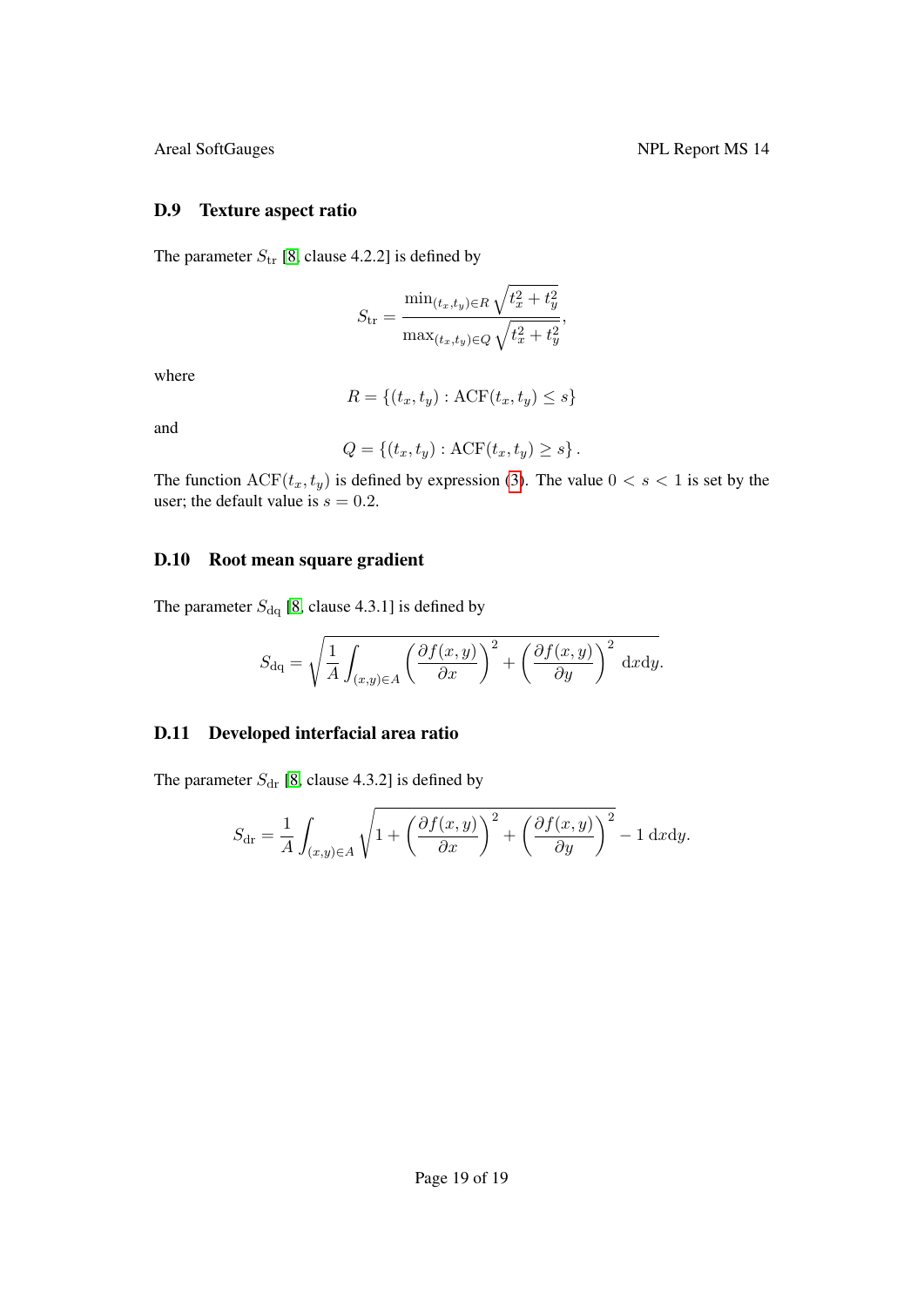### D.9 Texture aspect ratio

The parameter $S_{\mathrm{tr}}$ [8, clause 4.2.2] is defined by

$$S_{\mathrm{tr}} = \frac{\min_{(t_x,t_y)\in R} \sqrt{t_x^2 + t_y^2}}{\max_{(t_x,t_y)\in Q} \sqrt{t_x^2 + t_y^2}},$$

where

$$R = \{(t_x, t_y) : \mathrm{ACF}(t_x, t_y) \leq s\}$$

and

$$Q = \{(t_x, t_y) : \mathrm{ACF}(t_x, t_y) \geq s\}.$$

The function $\mathrm{ACF}(t_x, t_y)$ is defined by expression (3). The value $0 < s < 1$ is set by the user; the default value is $s = 0.2$.

### D.10 Root mean square gradient

The parameter $S_{\mathrm{dq}}$ [8, clause 4.3.1] is defined by

$$S_{\mathrm{dq}} = \sqrt{\frac{1}{A}\int_{(x,y)\in A} \left(\frac{\partial f(x,y)}{\partial x}\right)^2 + \left(\frac{\partial f(x,y)}{\partial y}\right)^2 \,\mathrm{d}x\mathrm{d}y}.$$

### D.11 Developed interfacial area ratio

The parameter $S_{\mathrm{dr}}$ [8, clause 4.3.2] is defined by

$$S_{\mathrm{dr}} = \frac{1}{A}\int_{(x,y)\in A} \sqrt{1 + \left(\frac{\partial f(x,y)}{\partial x}\right)^2 + \left(\frac{\partial f(x,y)}{\partial y}\right)^2} - 1 \,\mathrm{d}x\mathrm{d}y.$$